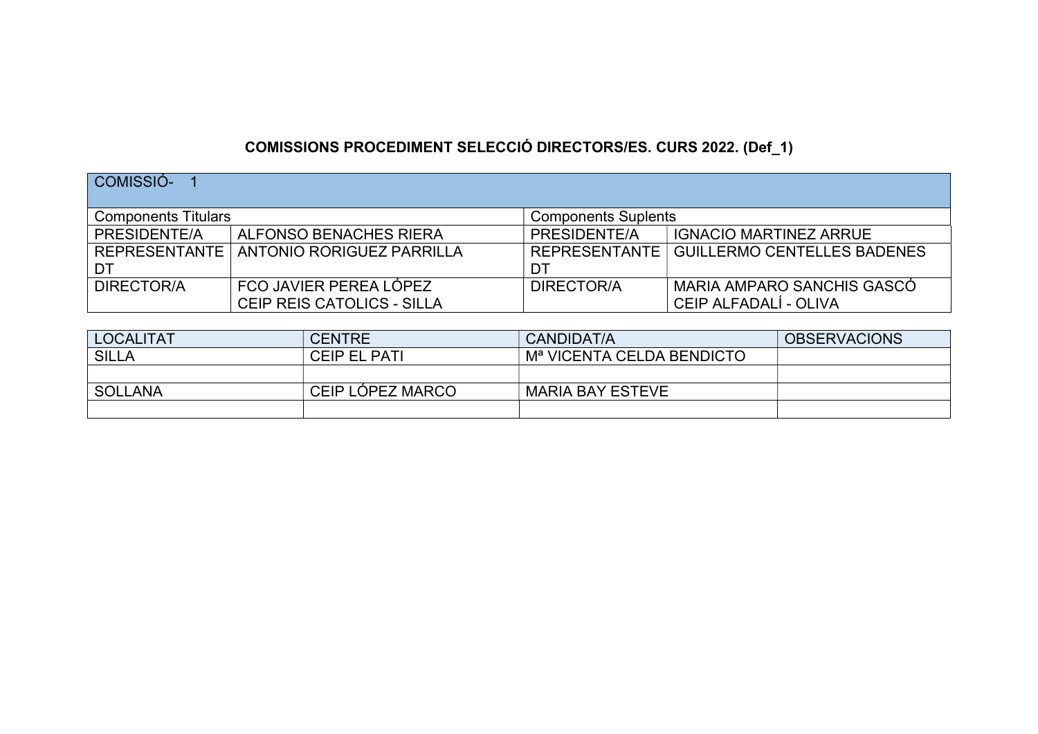**COMISSIONS PROCEDIMENT SELECCIÓ DIRECTORS/ES. CURS 2022. (Def_1)**

| COMISSIÓ- 1 | | | |
|---|---|---|---|
| Components Titulars | | Components Suplents | |
| PRESIDENTE/A | ALFONSO BENACHES RIERA | PRESIDENTE/A | IGNACIO MARTINEZ ARRUE |
| REPRESENTANTE DT | ANTONIO RORIGUEZ PARRILLA | REPRESENTANTE DT | GUILLERMO CENTELLES BADENES |
| DIRECTOR/A | FCO JAVIER PEREA LÓPEZ CEIP REIS CATOLICS - SILLA | DIRECTOR/A | MARIA AMPARO SANCHIS GASCÓ CEIP ALFADALÍ - OLIVA |

| LOCALITAT | CENTRE | CANDIDAT/A | OBSERVACIONS |
|---|---|---|---|
| SILLA | CEIP EL PATI | Mª VICENTA CELDA BENDICTO | |
| | | | |
| SOLLANA | CEIP LÓPEZ MARCO | MARIA BAY ESTEVE | |
| | | | |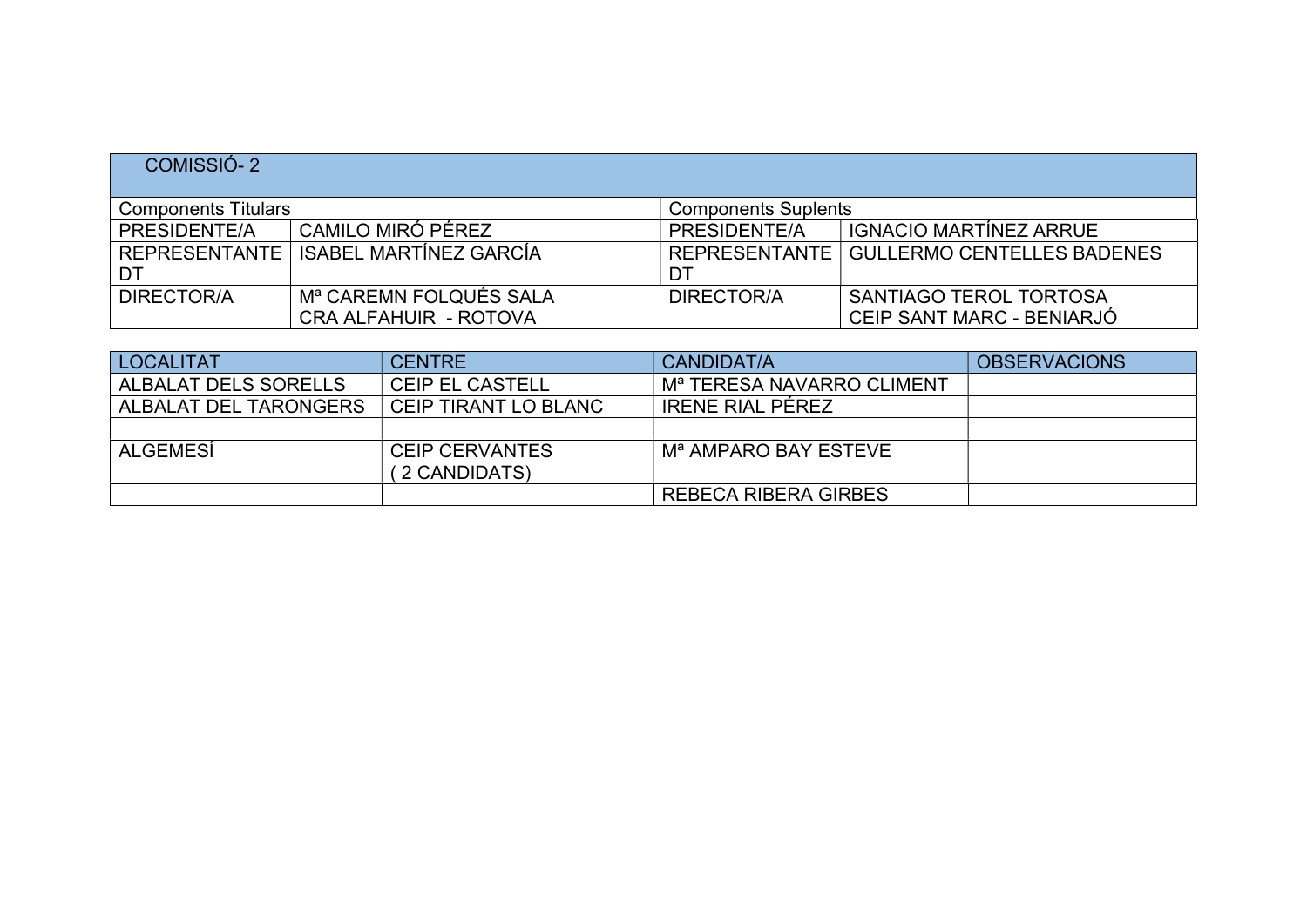| COMISSIÓ- 2 | | | |
|---|---|---|---|
| Components Titulars | | Components Suplents | |
| PRESIDENTE/A | CAMILO MIRÓ PÉREZ | PRESIDENTE/A | IGNACIO MARTÍNEZ ARRUE |
| REPRESENTANTE DT | ISABEL MARTÍNEZ GARCÍA | REPRESENTANTE DT | GULLERMO CENTELLES BADENES |
| DIRECTOR/A | Mª CAREMN FOLQUÉS SALA CRA ALFAHUIR - ROTOVA | DIRECTOR/A | SANTIAGO TEROL TORTOSA CEIP SANT MARC - BENIARJÓ |

| LOCALITAT | CENTRE | CANDIDAT/A | OBSERVACIONS |
|---|---|---|---|
| ALBALAT DELS SORELLS | CEIP EL CASTELL | Mª TERESA NAVARRO CLIMENT | |
| ALBALAT DEL TARONGERS | CEIP TIRANT LO BLANC | IRENE RIAL PÉREZ | |
| | | | |
| ALGEMESÍ | CEIP CERVANTES ( 2 CANDIDATS) | Mª AMPARO BAY ESTEVE | |
| | | REBECA RIBERA GIRBES | |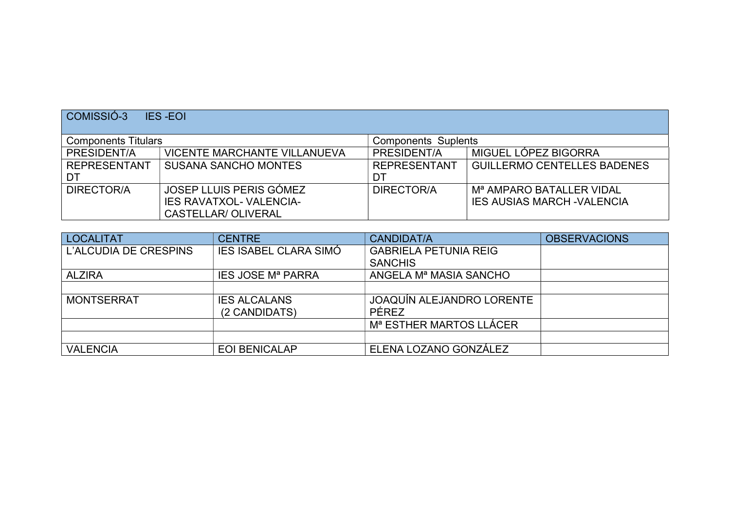| COMISSIÓ-3 IES -EOI | | | |
|---|---|---|---|
| Components Titulars | | Components Suplents | |
| PRESIDENT/A | VICENTE MARCHANTE VILLANUEVA | PRESIDENT/A | MIGUEL LÓPEZ BIGORRA |
| REPRESENTANT DT | SUSANA SANCHO MONTES | REPRESENTANT DT | GUILLERMO CENTELLES BADENES |
| DIRECTOR/A | JOSEP LLUIS PERIS GÓMEZ IES RAVATXOL- VALENCIA- CASTELLAR/ OLIVERAL | DIRECTOR/A | Mª AMPARO BATALLER VIDAL IES AUSIAS MARCH -VALENCIA |

| LOCALITAT | CENTRE | CANDIDAT/A | OBSERVACIONS |
|---|---|---|---|
| L'ALCUDIA DE CRESPINS | IES ISABEL CLARA SIMÓ | GABRIELA PETUNIA REIG SANCHIS | |
| ALZIRA | IES JOSE Mª PARRA | ANGELA Mª MASIA SANCHO | |
| | | | |
| MONTSERRAT | IES ALCALANS (2 CANDIDATS) | JOAQUÍN ALEJANDRO LORENTE PÉREZ | |
| | | Mª ESTHER MARTOS LLÁCER | |
| | | | |
| VALENCIA | EOI BENICALAP | ELENA LOZANO GONZÁLEZ | |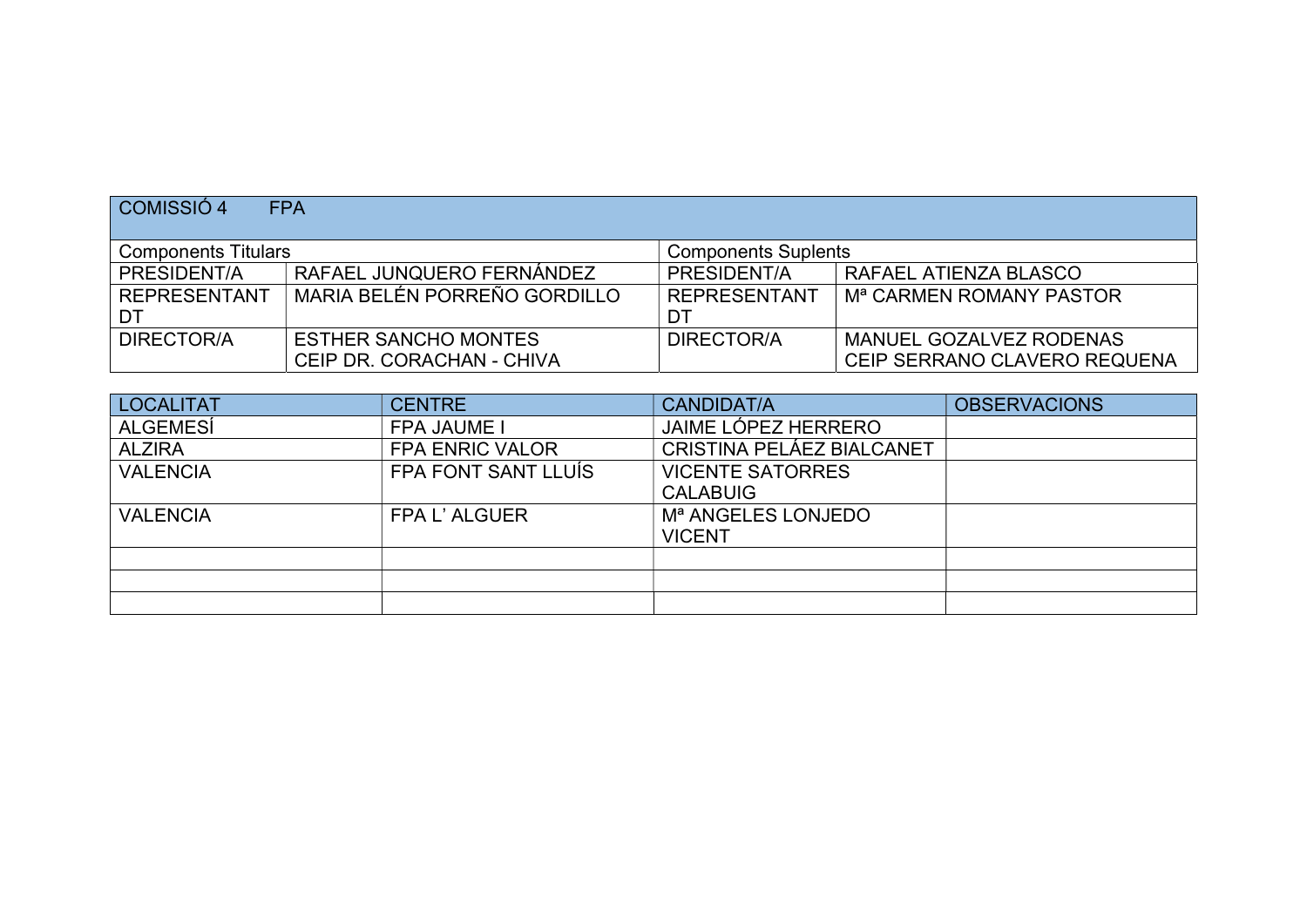| COMISSIÓ 4 FPA | | | |
|---|---|---|---|
| Components Titulars | | Components Suplents | |
| PRESIDENT/A | RAFAEL JUNQUERO FERNÁNDEZ | PRESIDENT/A | RAFAEL ATIENZA BLASCO |
| REPRESENTANT DT | MARIA BELÉN PORREÑO GORDILLO | REPRESENTANT DT | Mª CARMEN ROMANY PASTOR |
| DIRECTOR/A | ESTHER SANCHO MONTES CEIP DR. CORACHAN - CHIVA | DIRECTOR/A | MANUEL GOZALVEZ RODENAS CEIP SERRANO CLAVERO REQUENA |

| LOCALITAT | CENTRE | CANDIDAT/A | OBSERVACIONS |
|---|---|---|---|
| ALGEMESÍ | FPA JAUME I | JAIME LÓPEZ HERRERO | |
| ALZIRA | FPA ENRIC VALOR | CRISTINA PELÁEZ BIALCANET | |
| VALENCIA | FPA FONT SANT LLUÍS | VICENTE SATORRES CALABUIG | |
| VALENCIA | FPA L' ALGUER | Mª ANGELES LONJEDO VICENT | |
| | | | |
| | | | |
| | | | |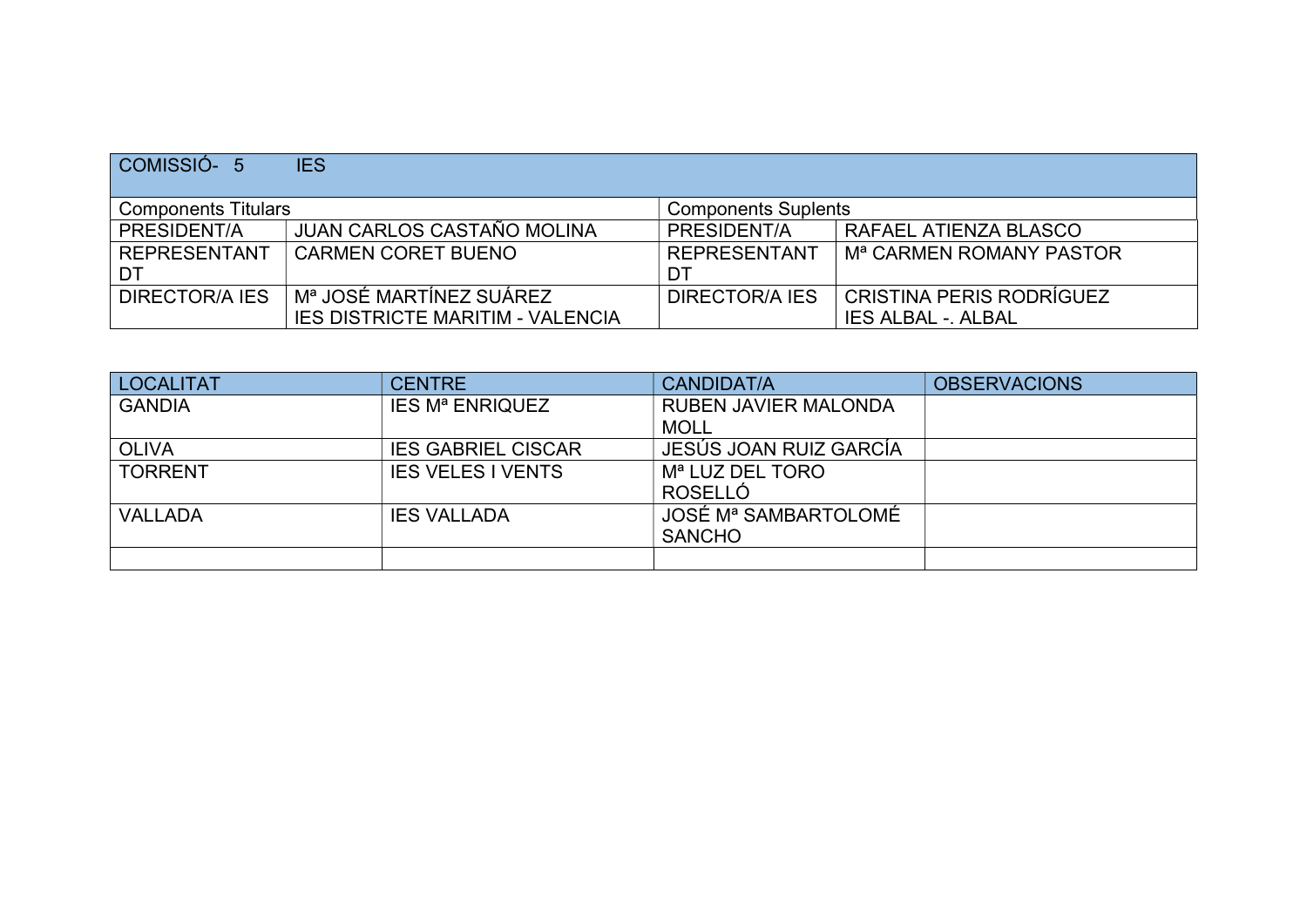| COMISSIÓ- 5 IES | | | |
|---|---|---|---|
| Components Titulars | | Components Suplents | |
| PRESIDENT/A | JUAN CARLOS CASTAÑO MOLINA | PRESIDENT/A | RAFAEL ATIENZA BLASCO |
| REPRESENTANT DT | CARMEN CORET BUENO | REPRESENTANT DT | Mª CARMEN ROMANY PASTOR |
| DIRECTOR/A IES | Mª JOSÉ MARTÍNEZ SUÁREZ IES DISTRICTE MARITIM - VALENCIA | DIRECTOR/A IES | CRISTINA PERIS RODRÍGUEZ IES ALBAL -. ALBAL |

| LOCALITAT | CENTRE | CANDIDAT/A | OBSERVACIONS |
|---|---|---|---|
| GANDIA | IES Mª ENRIQUEZ | RUBEN JAVIER MALONDA MOLL | |
| OLIVA | IES GABRIEL CISCAR | JESÚS JOAN RUIZ GARCÍA | |
| TORRENT | IES VELES I VENTS | Mª LUZ DEL TORO ROSELLÓ | |
| VALLADA | IES VALLADA | JOSÉ Mª SAMBARTOLOMÉ SANCHO | |
| | | | |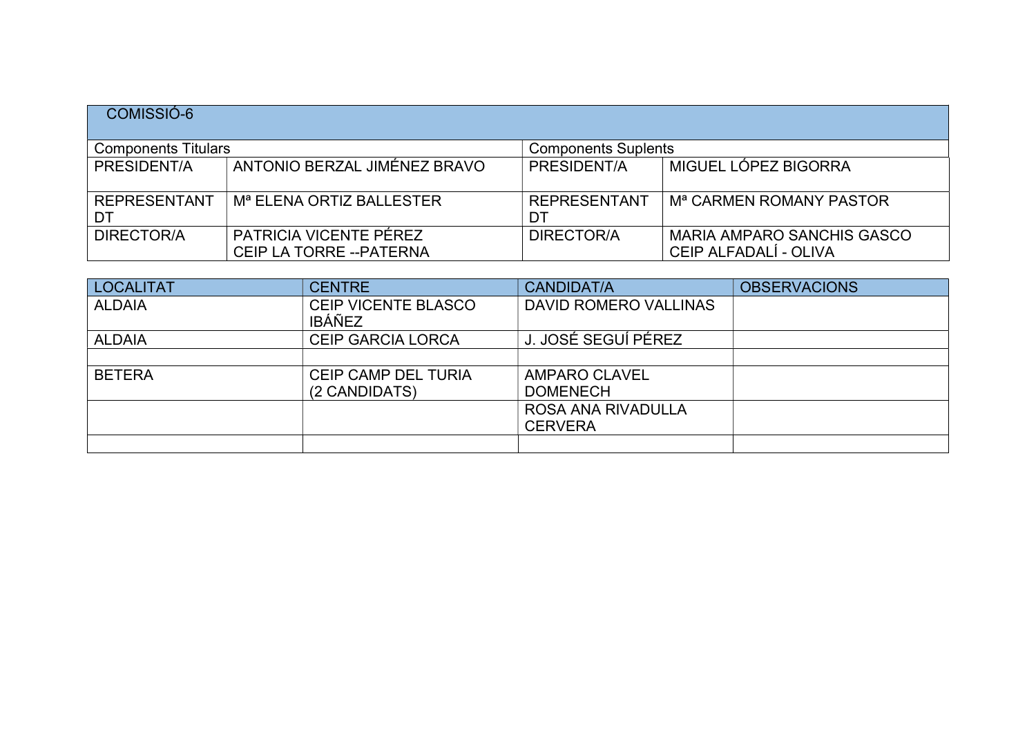| COMISSIÓ-6 | | | |
|---|---|---|---|
| Components Titulars | | Components Suplents | |
| PRESIDENT/A | ANTONIO BERZAL JIMÉNEZ BRAVO | PRESIDENT/A | MIGUEL LÓPEZ BIGORRA |
| REPRESENTANT DT | Mª ELENA ORTIZ BALLESTER | REPRESENTANT DT | Mª CARMEN ROMANY PASTOR |
| DIRECTOR/A | PATRICIA VICENTE PÉREZ CEIP LA TORRE --PATERNA | DIRECTOR/A | MARIA AMPARO SANCHIS GASCO CEIP ALFADALÍ - OLIVA |

| LOCALITAT | CENTRE | CANDIDAT/A | OBSERVACIONS |
|---|---|---|---|
| ALDAIA | CEIP VICENTE BLASCO IBÁÑEZ | DAVID ROMERO VALLINAS | |
| ALDAIA | CEIP GARCIA LORCA | J. JOSÉ SEGUÍ PÉREZ | |
| | | | |
| BETERA | CEIP CAMP DEL TURIA (2 CANDIDATS) | AMPARO CLAVEL DOMENECH | |
| | | ROSA ANA RIVADULLA CERVERA | |
| | | | |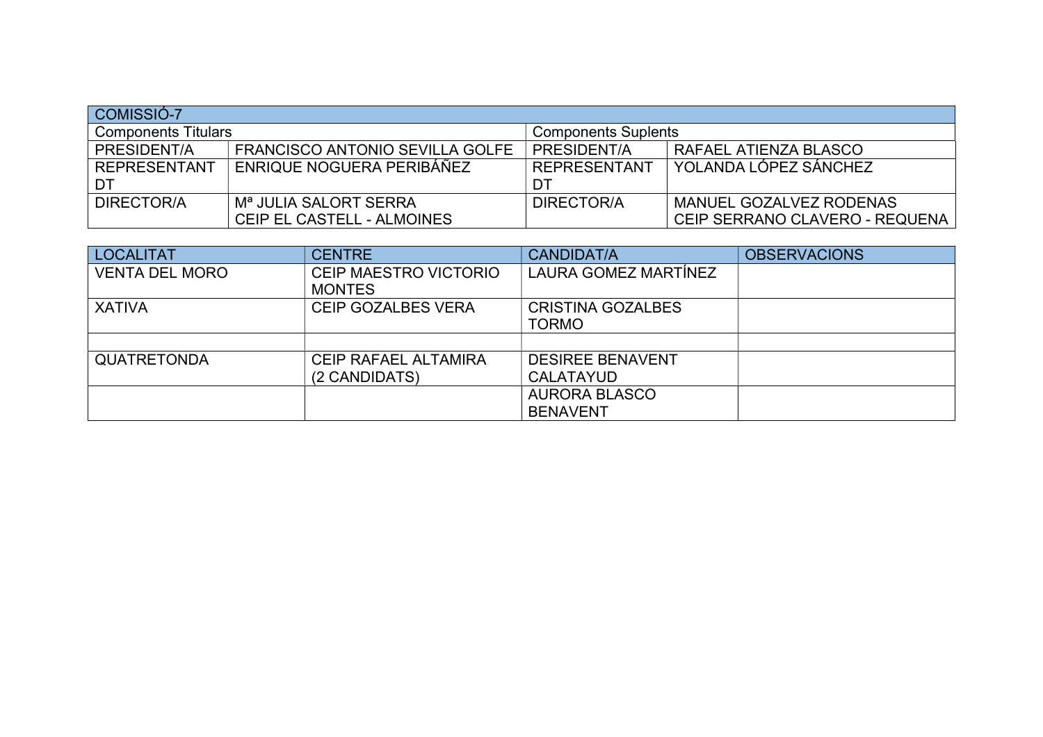| COMISSIÓ-7 | | | |
|---|---|---|---|
| Components Titulars | | Components Suplents | |
| PRESIDENT/A | FRANCISCO ANTONIO SEVILLA GOLFE | PRESIDENT/A | RAFAEL ATIENZA BLASCO |
| REPRESENTANT DT | ENRIQUE NOGUERA PERIBÁÑEZ | REPRESENTANT DT | YOLANDA LÓPEZ SÁNCHEZ |
| DIRECTOR/A | Mª JULIA SALORT SERRA CEIP EL CASTELL - ALMOINES | DIRECTOR/A | MANUEL GOZALVEZ RODENAS CEIP SERRANO CLAVERO - REQUENA |

| LOCALITAT | CENTRE | CANDIDAT/A | OBSERVACIONS |
|---|---|---|---|
| VENTA DEL MORO | CEIP MAESTRO VICTORIO MONTES | LAURA GOMEZ MARTÍNEZ | |
| XATIVA | CEIP GOZALBES VERA | CRISTINA GOZALBES TORMO | |
| | | | |
| QUATRETONDA | CEIP RAFAEL ALTAMIRA (2 CANDIDATS) | DESIREE BENAVENT CALATAYUD | |
| | | AURORA BLASCO BENAVENT | |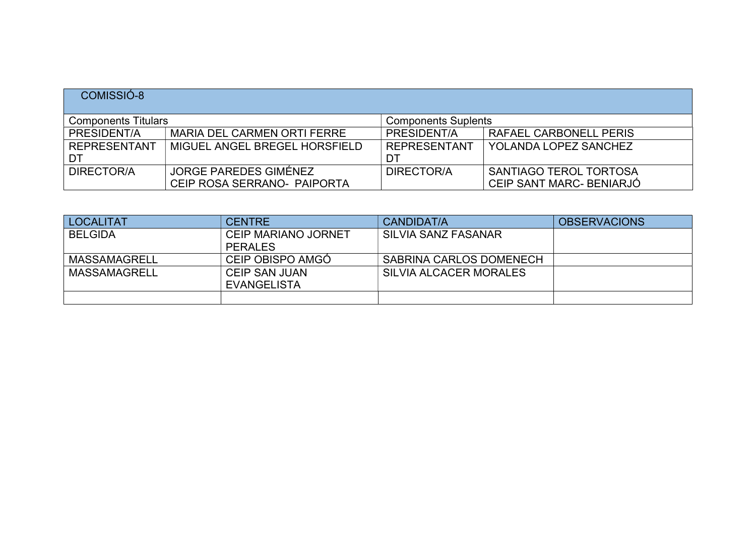| COMISSIÓ-8 | | | |
|---|---|---|---|
| Components Titulars | | Components Suplents | |
| PRESIDENT/A | MARIA DEL CARMEN ORTI FERRE | PRESIDENT/A | RAFAEL CARBONELL PERIS |
| REPRESENTANT DT | MIGUEL ANGEL BREGEL HORSFIELD | REPRESENTANT DT | YOLANDA LOPEZ SANCHEZ |
| DIRECTOR/A | JORGE PAREDES GIMÉNEZ CEIP ROSA SERRANO- PAIPORTA | DIRECTOR/A | SANTIAGO TEROL TORTOSA CEIP SANT MARC- BENIARJÓ |

| LOCALITAT | CENTRE | CANDIDAT/A | OBSERVACIONS |
|---|---|---|---|
| BELGIDA | CEIP MARIANO JORNET PERALES | SILVIA SANZ FASANAR | |
| MASSAMAGRELL | CEIP OBISPO AMGÓ | SABRINA CARLOS DOMENECH | |
| MASSAMAGRELL | CEIP SAN JUAN EVANGELISTA | SILVIA ALCACER MORALES | |
| | | | |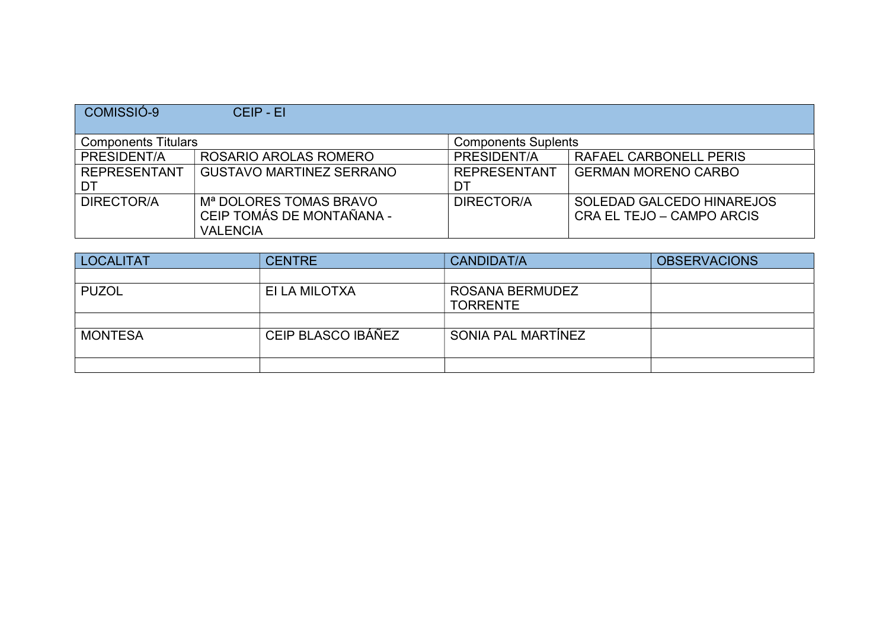| COMISSIÓ-9 | CEIP - EI | | |
|---|---|---|---|
| Components Titulars | | Components Suplents | |
| PRESIDENT/A | ROSARIO AROLAS ROMERO | PRESIDENT/A | RAFAEL CARBONELL PERIS |
| REPRESENTANT DT | GUSTAVO MARTINEZ SERRANO | REPRESENTANT DT | GERMAN MORENO CARBO |
| DIRECTOR/A | Mª DOLORES TOMAS BRAVO CEIP TOMÁS DE MONTAÑANA - VALENCIA | DIRECTOR/A | SOLEDAD GALCEDO HINAREJOS CRA EL TEJO – CAMPO ARCIS |

| LOCALITAT | CENTRE | CANDIDAT/A | OBSERVACIONS |
|---|---|---|---|
| | | | |
| PUZOL | EI LA MILOTXA | ROSANA BERMUDEZ TORRENTE | |
| | | | |
| MONTESA | CEIP BLASCO IBÁÑEZ | SONIA PAL MARTÍNEZ | |
| | | | |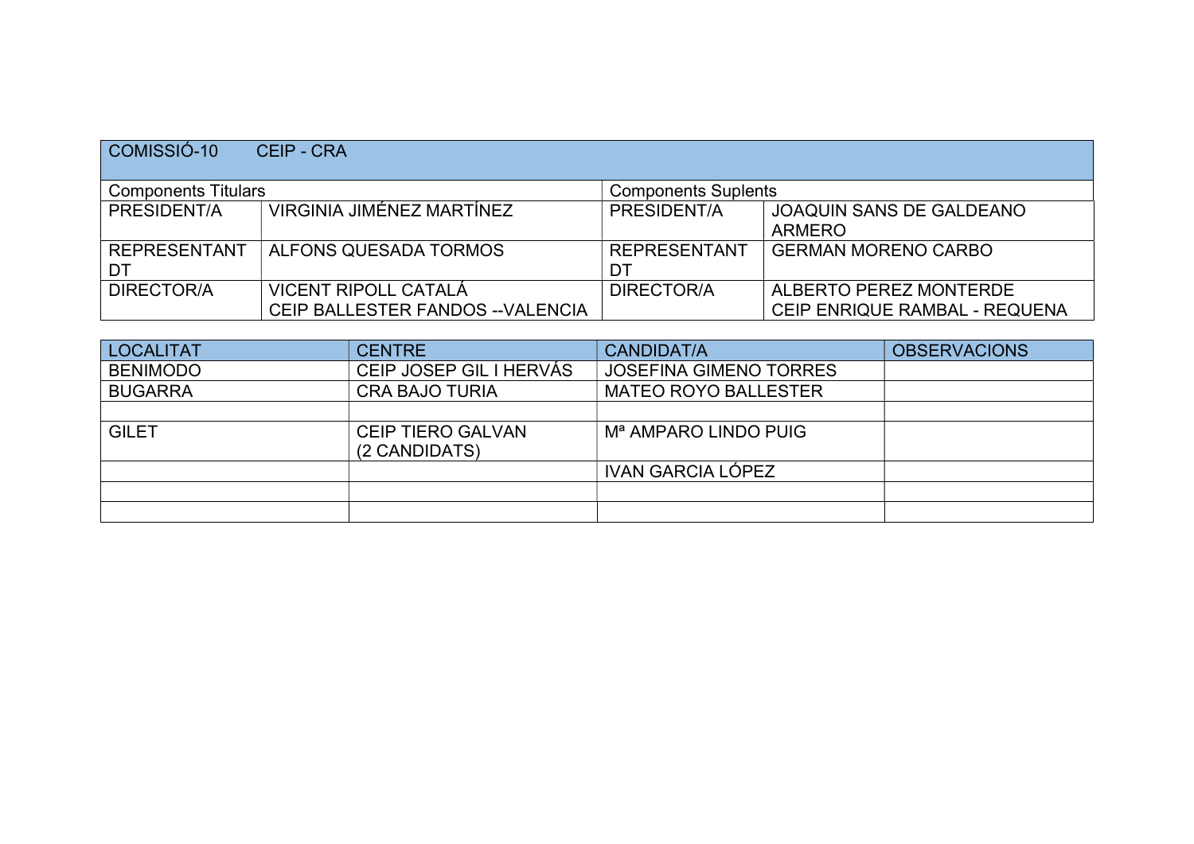| COMISSIÓ-10 CEIP - CRA | | | |
|---|---|---|---|
| Components Titulars | | Components Suplents | |
| PRESIDENT/A | VIRGINIA JIMÉNEZ MARTÍNEZ | PRESIDENT/A | JOAQUIN SANS DE GALDEANO ARMERO |
| REPRESENTANT DT | ALFONS QUESADA TORMOS | REPRESENTANT DT | GERMAN MORENO CARBO |
| DIRECTOR/A | VICENT RIPOLL CATALÁ CEIP BALLESTER FANDOS --VALENCIA | DIRECTOR/A | ALBERTO PEREZ MONTERDE CEIP ENRIQUE RAMBAL - REQUENA |

| LOCALITAT | CENTRE | CANDIDAT/A | OBSERVACIONS |
|---|---|---|---|
| BENIMODO | CEIP JOSEP GIL I HERVÁS | JOSEFINA GIMENO TORRES | |
| BUGARRA | CRA BAJO TURIA | MATEO ROYO BALLESTER | |
| | | | |
| GILET | CEIP TIERO GALVAN (2 CANDIDATS) | Mª AMPARO LINDO PUIG | |
| | | IVAN GARCIA LÓPEZ | |
| | | | |
| | | | |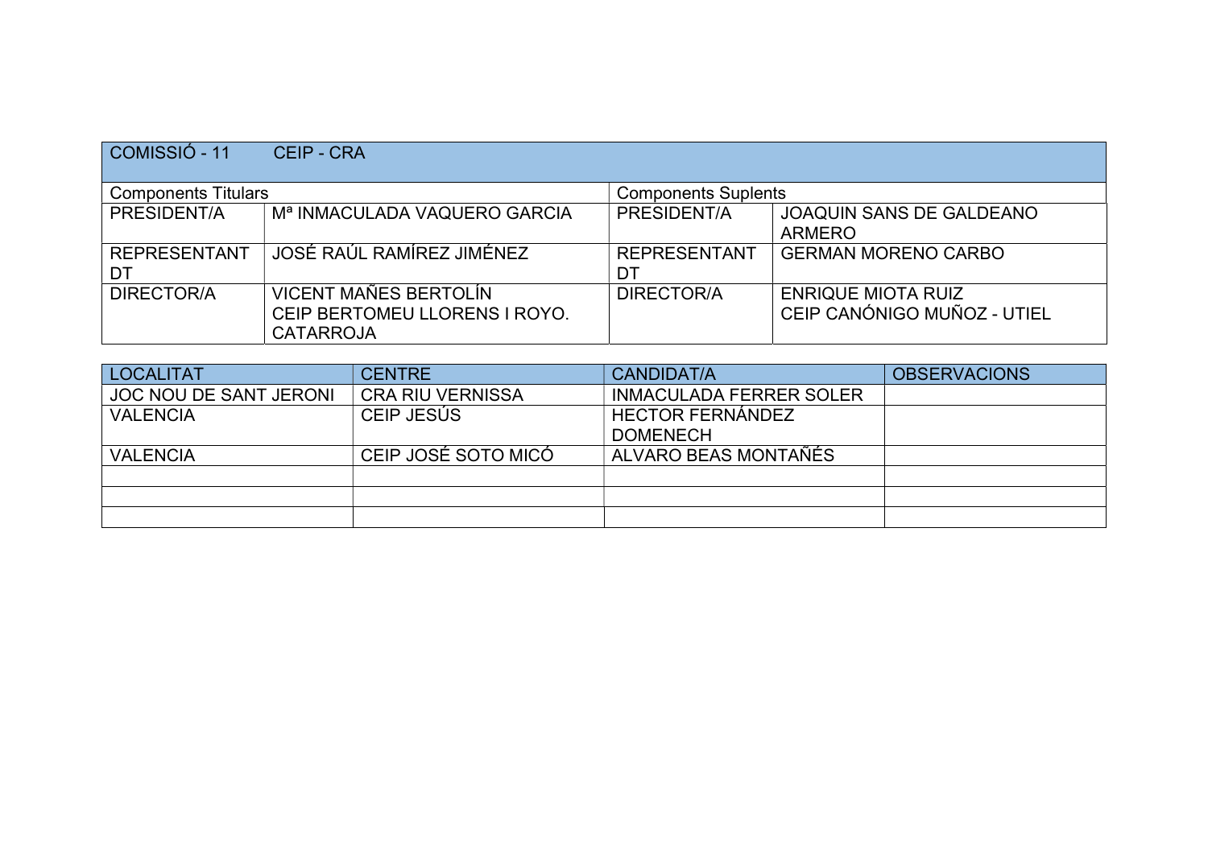| COMISSIÓ - 11 CEIP - CRA | | | |
|---|---|---|---|
| Components Titulars | | Components Suplents | |
| PRESIDENT/A | Mª INMACULADA VAQUERO GARCIA | PRESIDENT/A | JOAQUIN SANS DE GALDEANO ARMERO |
| REPRESENTANT DT | JOSÉ RAÚL RAMÍREZ JIMÉNEZ | REPRESENTANT DT | GERMAN MORENO CARBO |
| DIRECTOR/A | VICENT MAÑES BERTOLÍN CEIP BERTOMEU LLORENS I ROYO. CATARROJA | DIRECTOR/A | ENRIQUE MIOTA RUIZ CEIP CANÓNIGO MUÑOZ - UTIEL |

| LOCALITAT | CENTRE | CANDIDAT/A | OBSERVACIONS |
|---|---|---|---|
| JOC NOU DE SANT JERONI | CRA RIU VERNISSA | INMACULADA FERRER SOLER | |
| VALENCIA | CEIP JESÚS | HECTOR FERNÁNDEZ DOMENECH | |
| VALENCIA | CEIP JOSÉ SOTO MICÓ | ALVARO BEAS MONTAÑÉS | |
| | | | |
| | | | |
| | | | |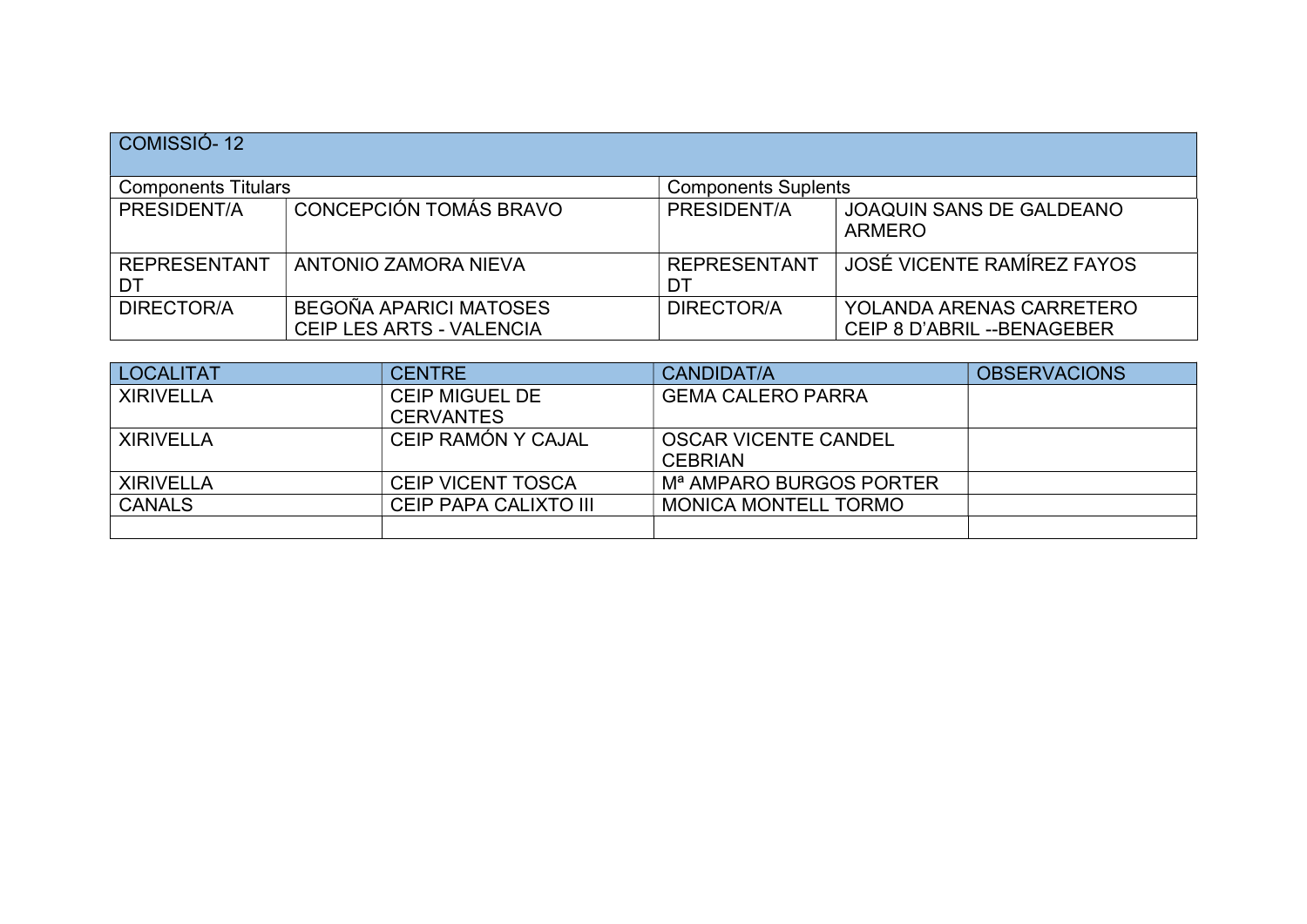| COMISSIÓ- 12 | | | |
|---|---|---|---|
| Components Titulars | | Components Suplents | |
| PRESIDENT/A | CONCEPCIÓN TOMÁS BRAVO | PRESIDENT/A | JOAQUIN SANS DE GALDEANO ARMERO |
| REPRESENTANT DT | ANTONIO ZAMORA NIEVA | REPRESENTANT DT | JOSÉ VICENTE RAMÍREZ FAYOS |
| DIRECTOR/A | BEGOÑA APARICI MATOSES CEIP LES ARTS - VALENCIA | DIRECTOR/A | YOLANDA ARENAS CARRETERO CEIP 8 D'ABRIL --BENAGEBER |

| LOCALITAT | CENTRE | CANDIDAT/A | OBSERVACIONS |
|---|---|---|---|
| XIRIVELLA | CEIP MIGUEL DE CERVANTES | GEMA CALERO PARRA | |
| XIRIVELLA | CEIP RAMÓN Y CAJAL | OSCAR VICENTE CANDEL CEBRIAN | |
| XIRIVELLA | CEIP VICENT TOSCA | Mª AMPARO BURGOS PORTER | |
| CANALS | CEIP PAPA CALIXTO III | MONICA MONTELL TORMO | |
| | | | |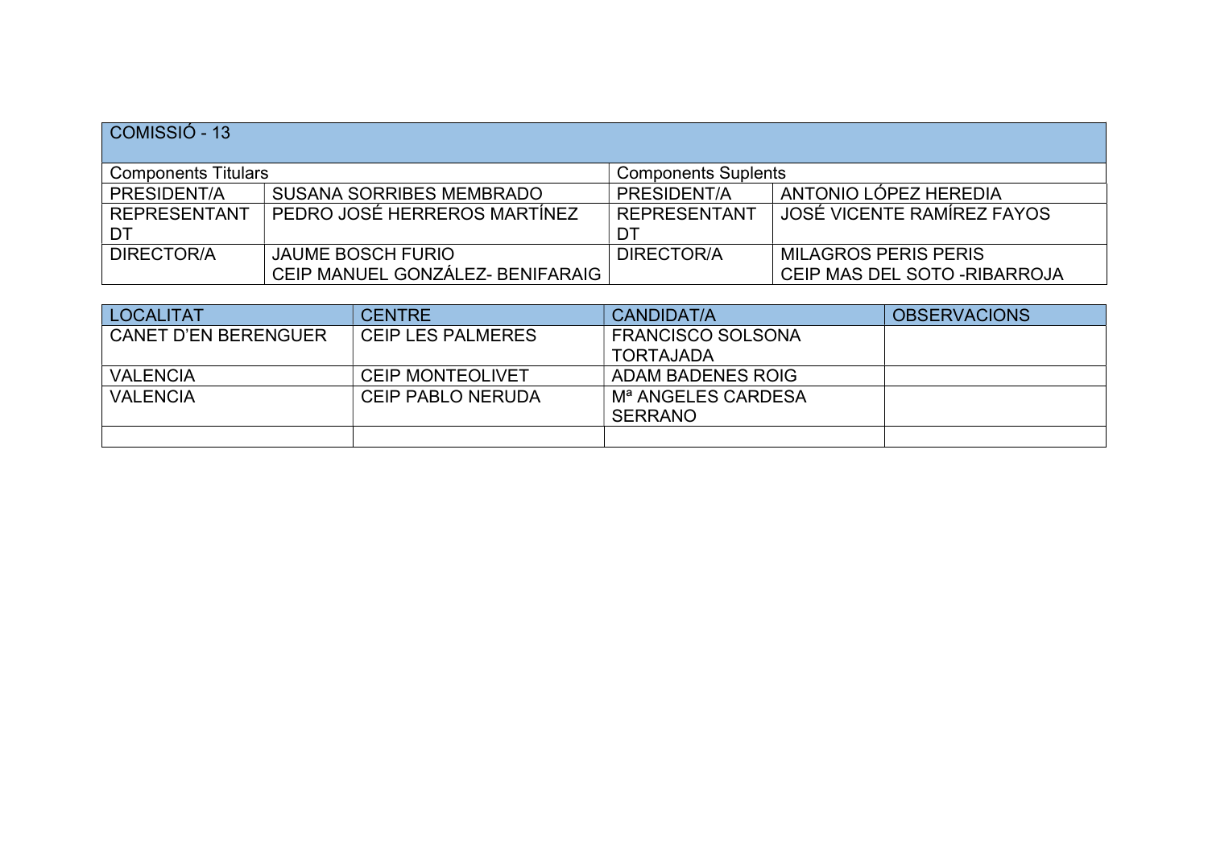| COMISSIÓ - 13 | | | |
|---|---|---|---|
| Components Titulars | | Components Suplents | |
| PRESIDENT/A | SUSANA SORRIBES MEMBRADO | PRESIDENT/A | ANTONIO LÓPEZ HEREDIA |
| REPRESENTANT DT | PEDRO JOSÉ HERREROS MARTÍNEZ | REPRESENTANT DT | JOSÉ VICENTE RAMÍREZ FAYOS |
| DIRECTOR/A | JAUME BOSCH FURIO<br>CEIP MANUEL GONZÁLEZ- BENIFARAIG | DIRECTOR/A | MILAGROS PERIS PERIS<br>CEIP MAS DEL SOTO -RIBARROJA |

| LOCALITAT | CENTRE | CANDIDAT/A | OBSERVACIONS |
|---|---|---|---|
| CANET D'EN BERENGUER | CEIP LES PALMERES | FRANCISCO SOLSONA TORTAJADA | |
| VALENCIA | CEIP MONTEOLIVET | ADAM BADENES ROIG | |
| VALENCIA | CEIP PABLO NERUDA | Mª ANGELES CARDESA SERRANO | |
| | | | |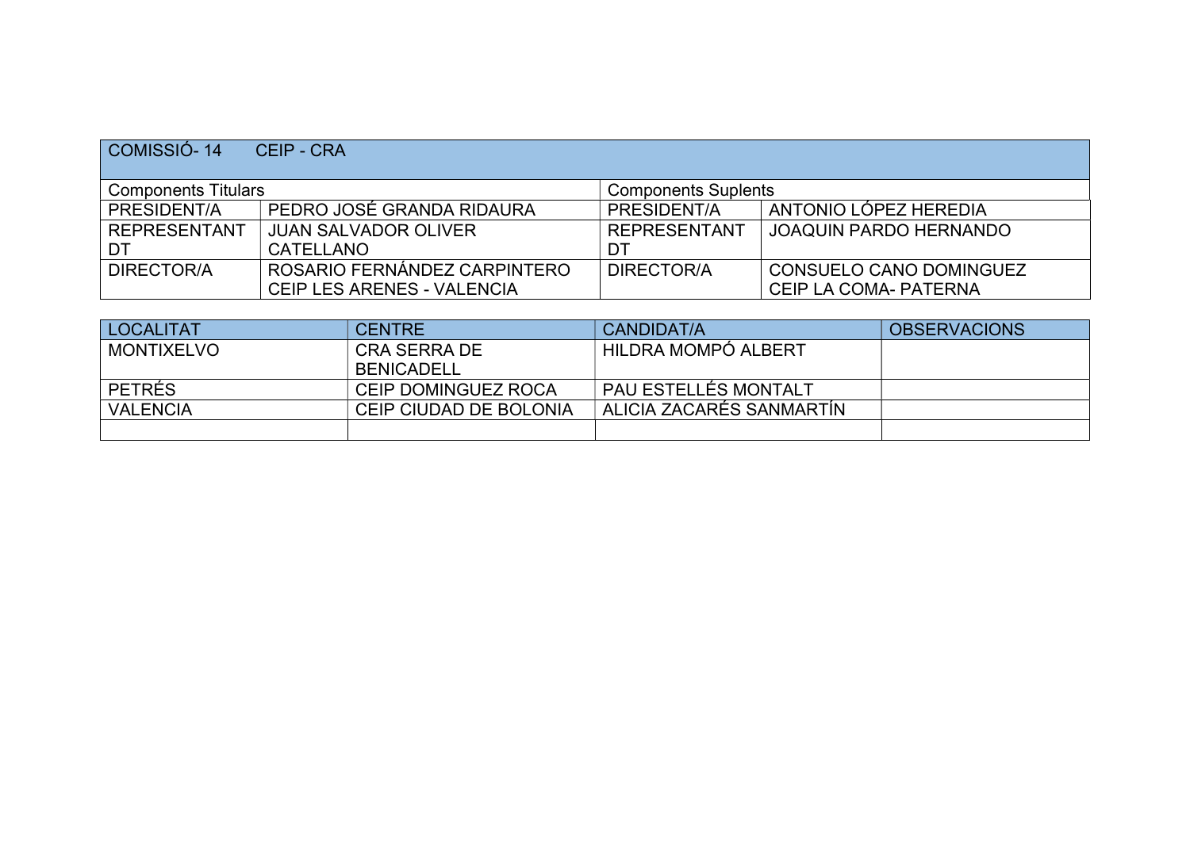| COMISSIÓ- 14 CEIP - CRA | | | |
|---|---|---|---|
| Components Titulars | | Components Suplents | |
| PRESIDENT/A | PEDRO JOSÉ GRANDA RIDAURA | PRESIDENT/A | ANTONIO LÓPEZ HEREDIA |
| REPRESENTANT DT | JUAN SALVADOR OLIVER CATELLANO | REPRESENTANT DT | JOAQUIN PARDO HERNANDO |
| DIRECTOR/A | ROSARIO FERNÁNDEZ CARPINTERO CEIP LES ARENES - VALENCIA | DIRECTOR/A | CONSUELO CANO DOMINGUEZ CEIP LA COMA- PATERNA |

| LOCALITAT | CENTRE | CANDIDAT/A | OBSERVACIONS |
|---|---|---|---|
| MONTIXELVO | CRA SERRA DE BENICADELL | HILDRA MOMPÓ ALBERT | |
| PETRÉS | CEIP DOMINGUEZ ROCA | PAU ESTELLÉS MONTALT | |
| VALENCIA | CEIP CIUDAD DE BOLONIA | ALICIA ZACARÉS SANMARTÍN | |
| | | | |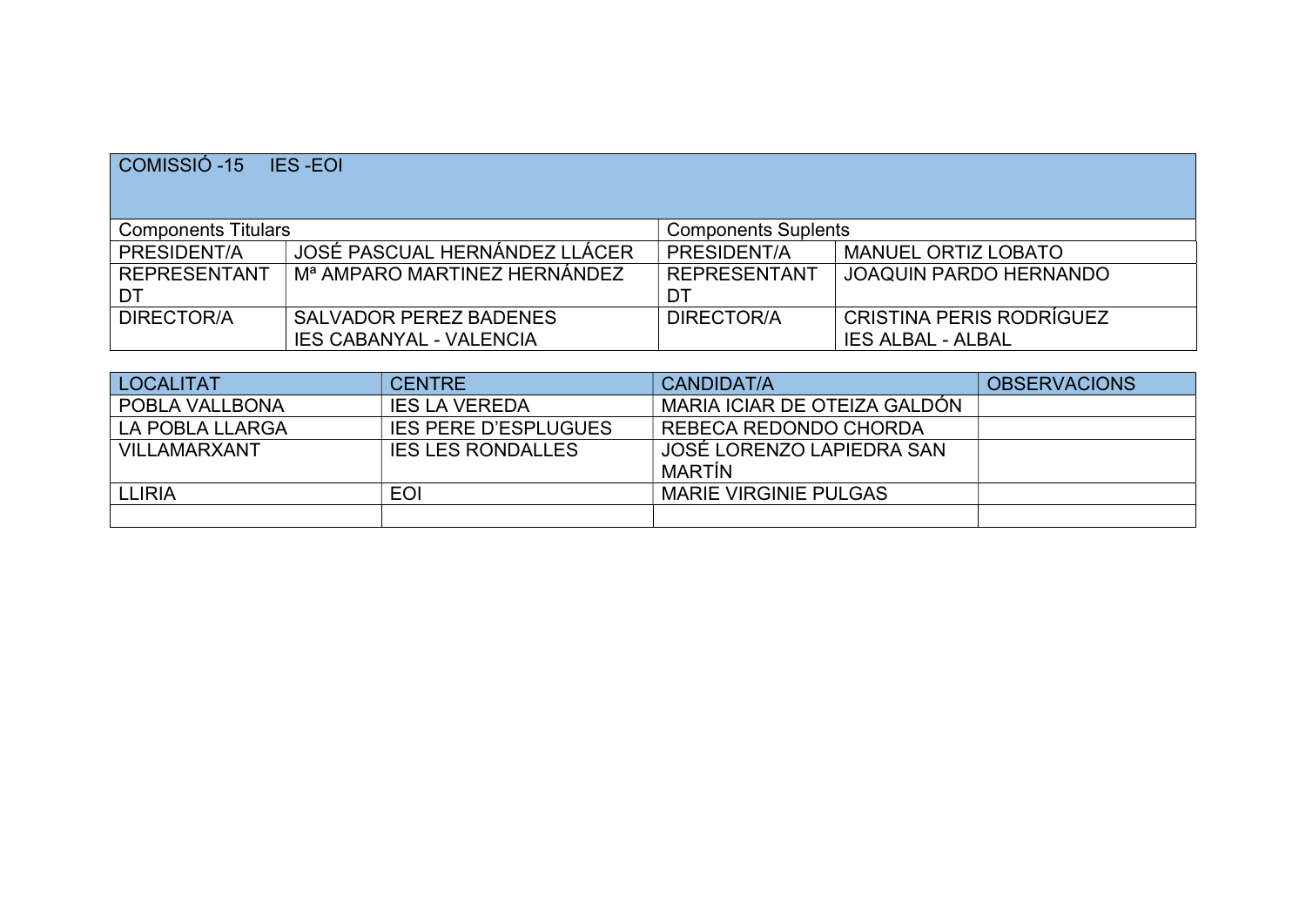| COMISSIÓ -15    IES -EOI | | | |
|---|---|---|---|
| Components Titulars | | Components Suplents | |
| PRESIDENT/A | JOSÉ PASCUAL HERNÁNDEZ LLÁCER | PRESIDENT/A | MANUEL ORTIZ LOBATO |
| REPRESENTANT DT | Mª AMPARO MARTINEZ HERNÁNDEZ | REPRESENTANT DT | JOAQUIN PARDO HERNANDO |
| DIRECTOR/A | SALVADOR PEREZ BADENES<br>IES CABANYAL - VALENCIA | DIRECTOR/A | CRISTINA PERIS RODRÍGUEZ<br>IES ALBAL - ALBAL |

| LOCALITAT | CENTRE | CANDIDAT/A | OBSERVACIONS |
|---|---|---|---|
| POBLA VALLBONA | IES LA VEREDA | MARIA ICIAR DE OTEIZA GALDÓN | |
| LA POBLA LLARGA | IES PERE D'ESPLUGUES | REBECA REDONDO CHORDA | |
| VILLAMARXANT | IES LES RONDALLES | JOSÉ LORENZO LAPIEDRA SAN MARTÍN | |
| LLIRIA | EOI | MARIE VIRGINIE PULGAS | |
| | | | |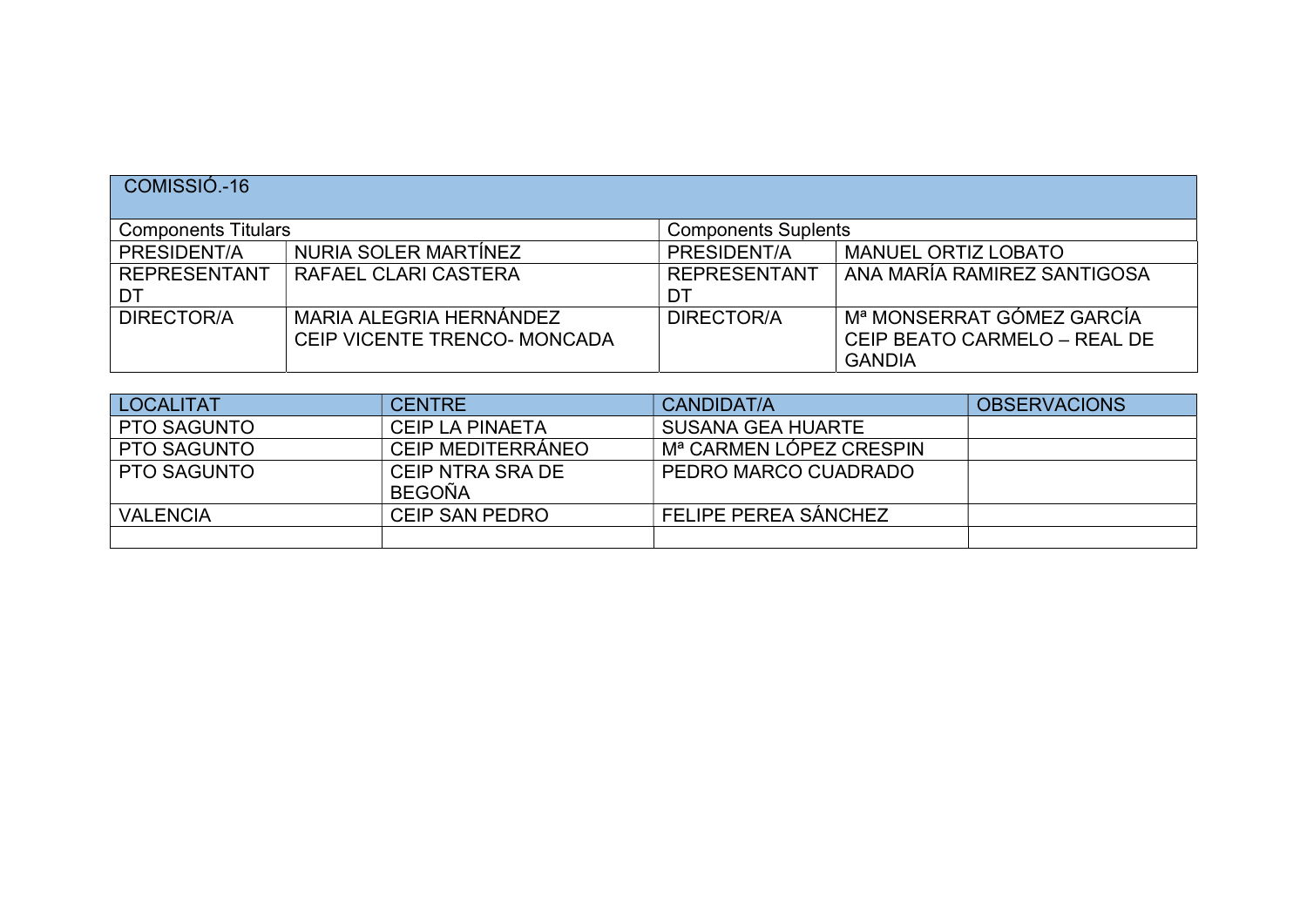| COMISSIÓ.-16 | | | |
|---|---|---|---|
| Components Titulars | | Components Suplents | |
| PRESIDENT/A | NURIA SOLER MARTÍNEZ | PRESIDENT/A | MANUEL ORTIZ LOBATO |
| REPRESENTANT DT | RAFAEL CLARI CASTERA | REPRESENTANT DT | ANA MARÍA RAMIREZ SANTIGOSA |
| DIRECTOR/A | MARIA ALEGRIA HERNÁNDEZ CEIP VICENTE TRENCO- MONCADA | DIRECTOR/A | Mª MONSERRAT GÓMEZ GARCÍA CEIP BEATO CARMELO – REAL DE GANDIA |

| LOCALITAT | CENTRE | CANDIDAT/A | OBSERVACIONS |
|---|---|---|---|
| PTO SAGUNTO | CEIP LA PINAETA | SUSANA GEA HUARTE | |
| PTO SAGUNTO | CEIP MEDITERRÁNEO | Mª CARMEN LÓPEZ CRESPIN | |
| PTO SAGUNTO | CEIP NTRA SRA DE BEGOÑA | PEDRO MARCO CUADRADO | |
| VALENCIA | CEIP SAN PEDRO | FELIPE PEREA SÁNCHEZ | |
| | | | |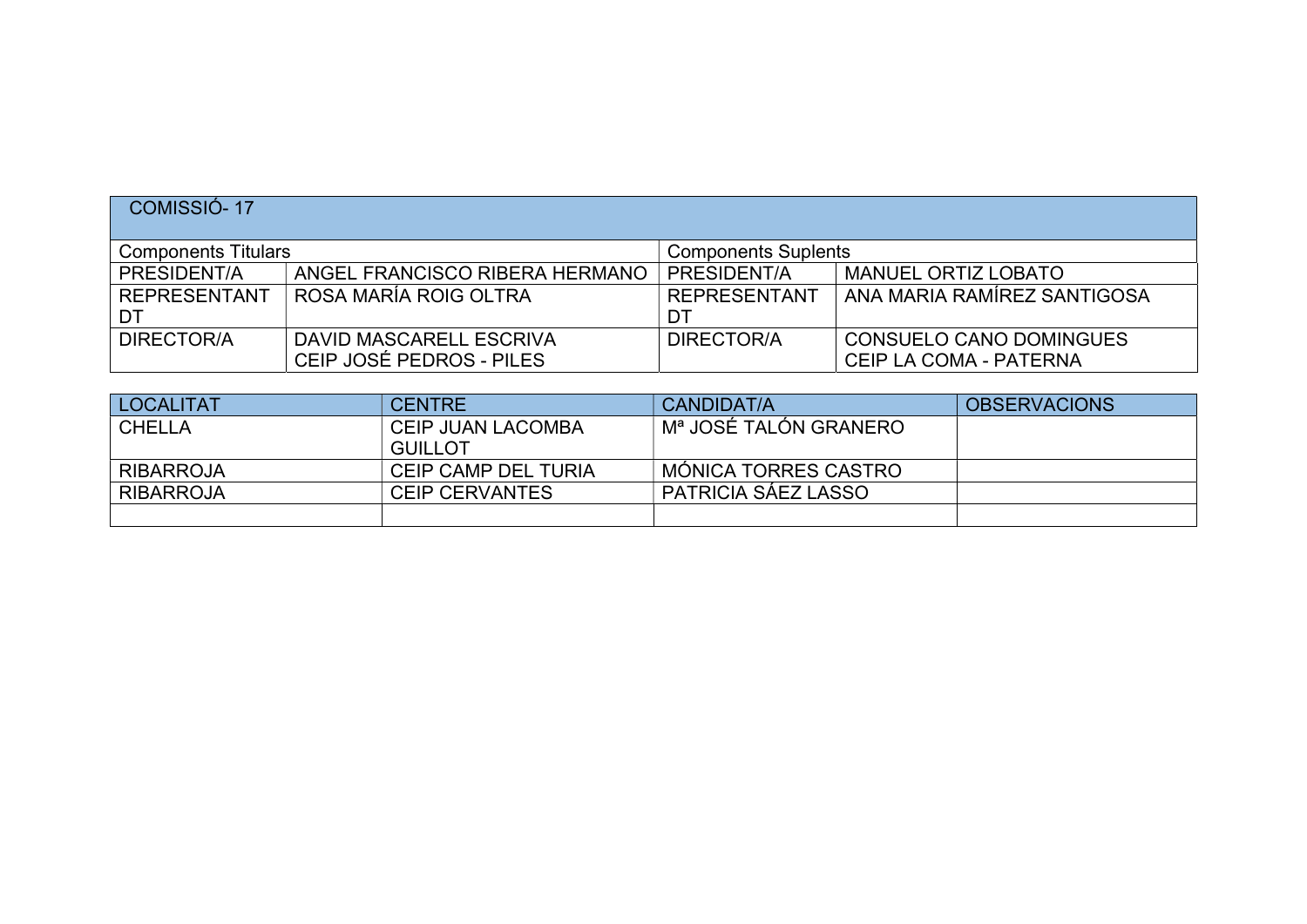| COMISSIÓ- 17 | | | |
|---|---|---|---|
| Components Titulars | | Components Suplents | |
| PRESIDENT/A | ANGEL FRANCISCO RIBERA HERMANO | PRESIDENT/A | MANUEL ORTIZ LOBATO |
| REPRESENTANT DT | ROSA MARÍA ROIG OLTRA | REPRESENTANT DT | ANA MARIA RAMÍREZ SANTIGOSA |
| DIRECTOR/A | DAVID MASCARELL ESCRIVA CEIP JOSÉ PEDROS - PILES | DIRECTOR/A | CONSUELO CANO DOMINGUES CEIP LA COMA - PATERNA |

| LOCALITAT | CENTRE | CANDIDAT/A | OBSERVACIONS |
|---|---|---|---|
| CHELLA | CEIP JUAN LACOMBA GUILLOT | Mª JOSÉ TALÓN GRANERO | |
| RIBARROJA | CEIP CAMP DEL TURIA | MÓNICA TORRES CASTRO | |
| RIBARROJA | CEIP CERVANTES | PATRICIA SÁEZ LASSO | |
| | | | |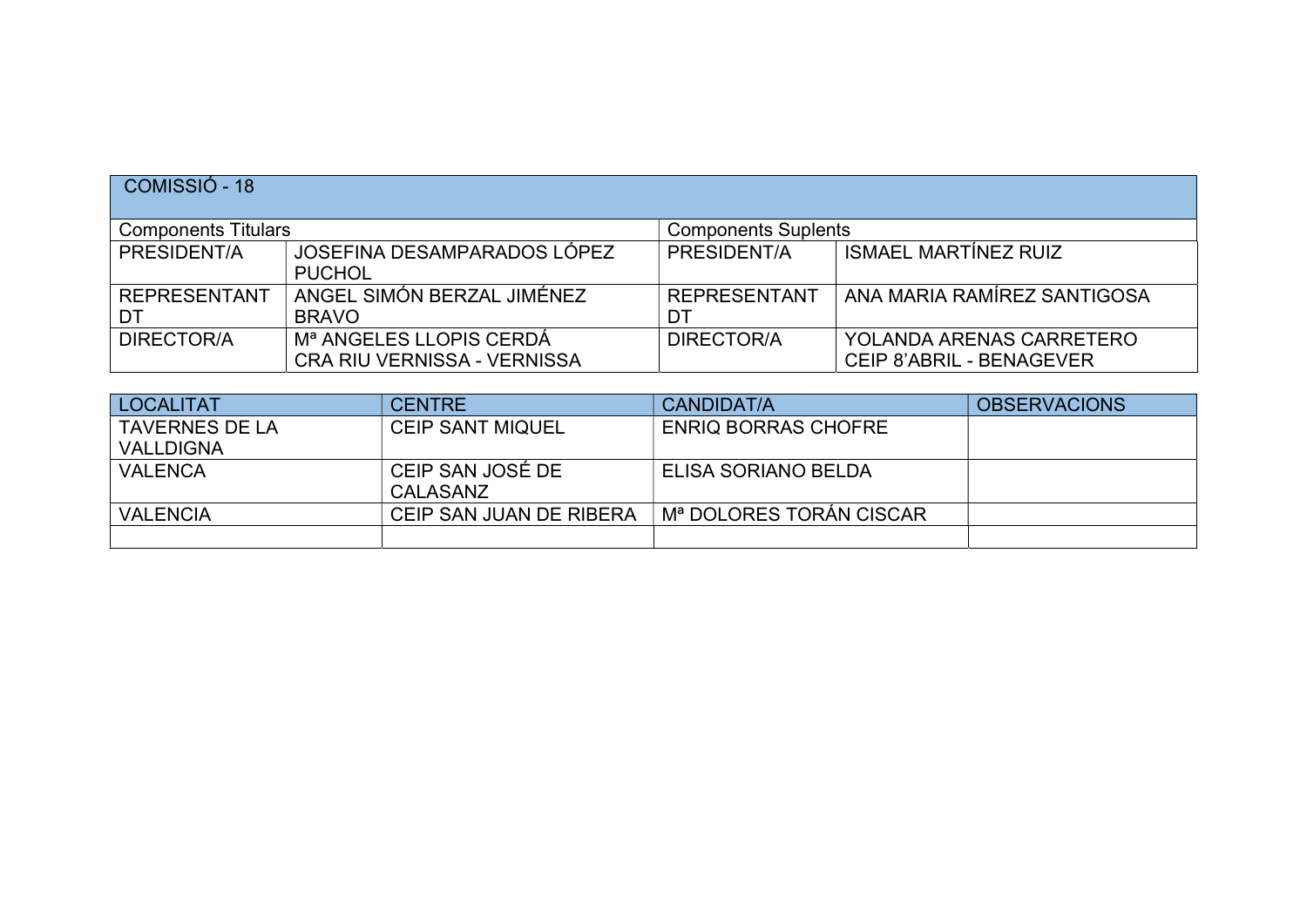| COMISSIÓ - 18 | | | |
| --- | --- | --- | --- |
| Components Titulars | | Components Suplents | |
| PRESIDENT/A | JOSEFINA DESAMPARADOS LÓPEZ PUCHOL | PRESIDENT/A | ISMAEL MARTÍNEZ RUIZ |
| REPRESENTANT DT | ANGEL SIMÓN BERZAL JIMÉNEZ BRAVO | REPRESENTANT DT | ANA MARIA RAMÍREZ SANTIGOSA |
| DIRECTOR/A | Mª ANGELES LLOPIS CERDÁ<br>CRA RIU VERNISSA - VERNISSA | DIRECTOR/A | YOLANDA ARENAS CARRETERO<br>CEIP 8'ABRIL - BENAGEVER |

| LOCALITAT | CENTRE | CANDIDAT/A | OBSERVACIONS |
| --- | --- | --- | --- |
| TAVERNES DE LA VALLDIGNA | CEIP SANT MIQUEL | ENRIQ BORRAS CHOFRE | |
| VALENCA | CEIP SAN JOSÉ DE CALASANZ | ELISA SORIANO BELDA | |
| VALENCIA | CEIP SAN JUAN DE RIBERA | Mª DOLORES TORÁN CISCAR | |
| | | | |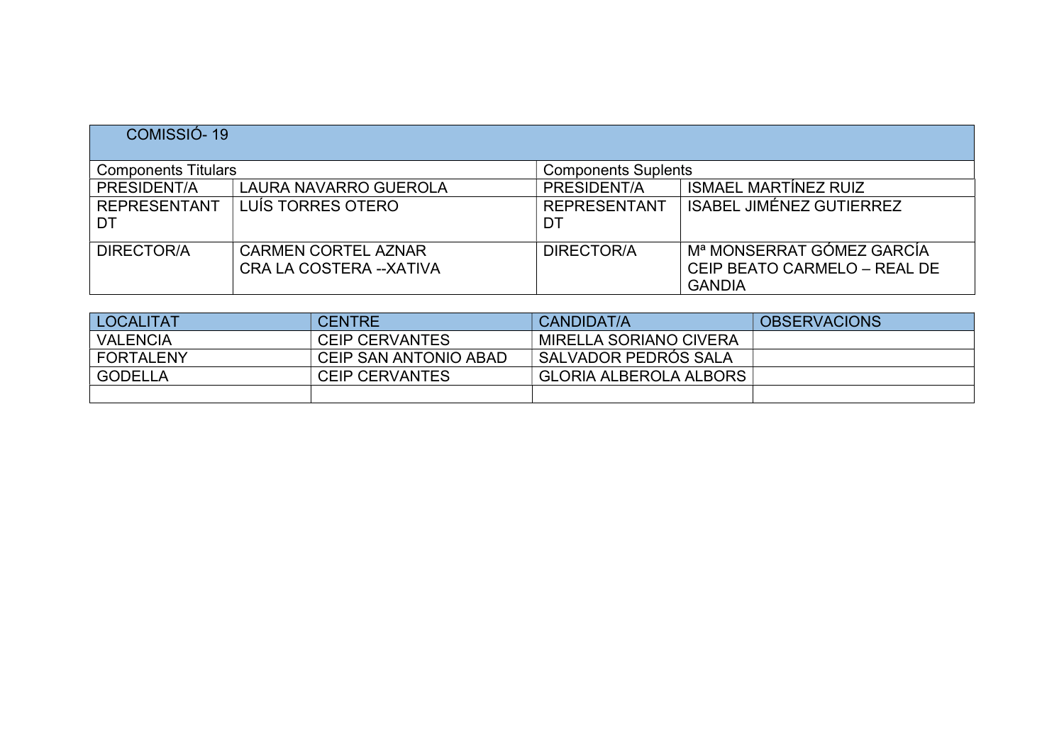| COMISSIÓ- 19 | | | |
|---|---|---|---|
| Components Titulars | | Components Suplents | |
| PRESIDENT/A | LAURA NAVARRO GUEROLA | PRESIDENT/A | ISMAEL MARTÍNEZ RUIZ |
| REPRESENTANT DT | LUÍS TORRES OTERO | REPRESENTANT DT | ISABEL JIMÉNEZ GUTIERREZ |
| DIRECTOR/A | CARMEN CORTEL AZNAR CRA LA COSTERA --XATIVA | DIRECTOR/A | Mª MONSERRAT GÓMEZ GARCÍA CEIP BEATO CARMELO – REAL DE GANDIA |

| LOCALITAT | CENTRE | CANDIDAT/A | OBSERVACIONS |
|---|---|---|---|
| VALENCIA | CEIP CERVANTES | MIRELLA SORIANO CIVERA | |
| FORTALENY | CEIP SAN ANTONIO ABAD | SALVADOR PEDRÓS SALA | |
| GODELLA | CEIP CERVANTES | GLORIA ALBEROLA ALBORS | |
| | | | |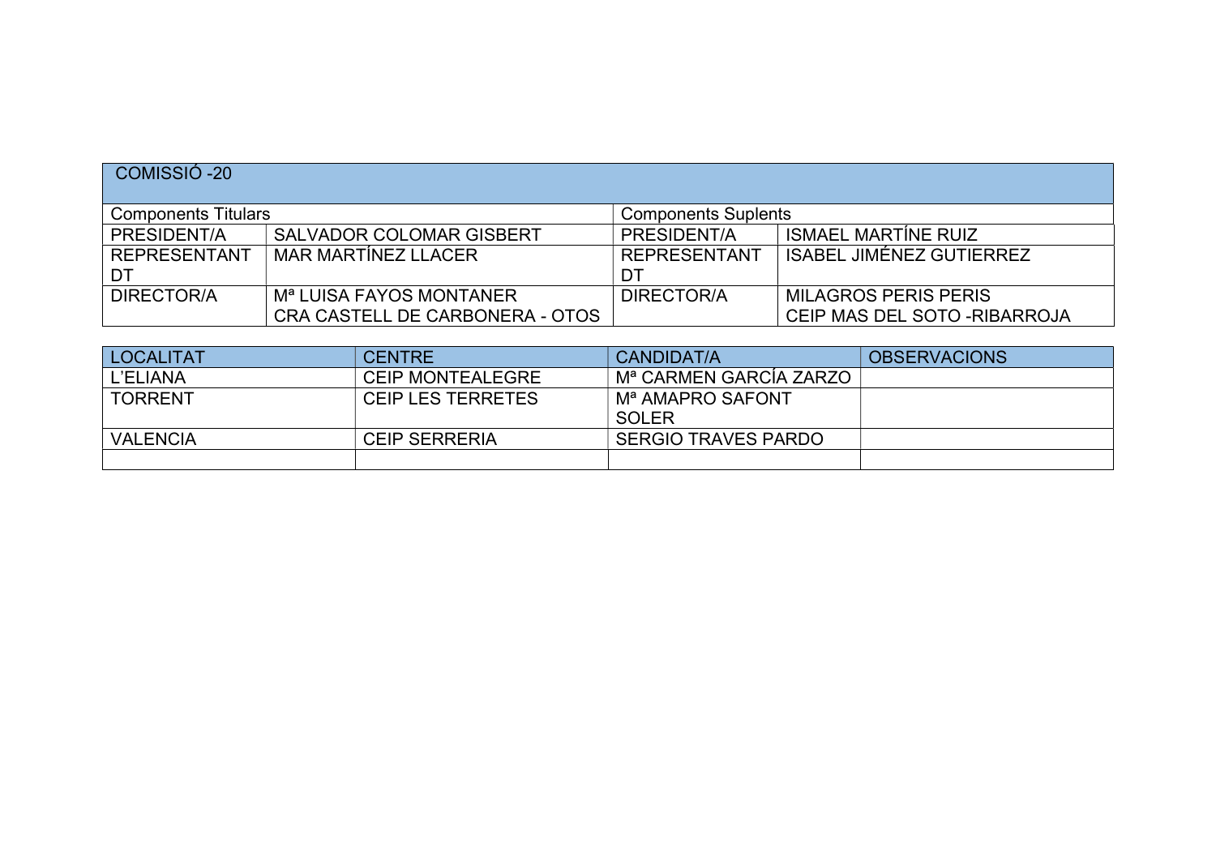| COMISSIÓ -20 | | | |
|---|---|---|---|
| Components Titulars | | Components Suplents | |
| PRESIDENT/A | SALVADOR COLOMAR GISBERT | PRESIDENT/A | ISMAEL MARTÍNE RUIZ |
| REPRESENTANT DT | MAR MARTÍNEZ LLACER | REPRESENTANT DT | ISABEL JIMÉNEZ GUTIERREZ |
| DIRECTOR/A | Mª LUISA FAYOS MONTANER CRA CASTELL DE CARBONERA - OTOS | DIRECTOR/A | MILAGROS PERIS PERIS CEIP MAS DEL SOTO -RIBARROJA |

| LOCALITAT | CENTRE | CANDIDAT/A | OBSERVACIONS |
|---|---|---|---|
| L'ELIANA | CEIP MONTEALEGRE | Mª CARMEN GARCÍA ZARZO | |
| TORRENT | CEIP LES TERRETES | Mª AMAPRO SAFONT SOLER | |
| VALENCIA | CEIP SERRERIA | SERGIO TRAVES PARDO | |
| | | | |